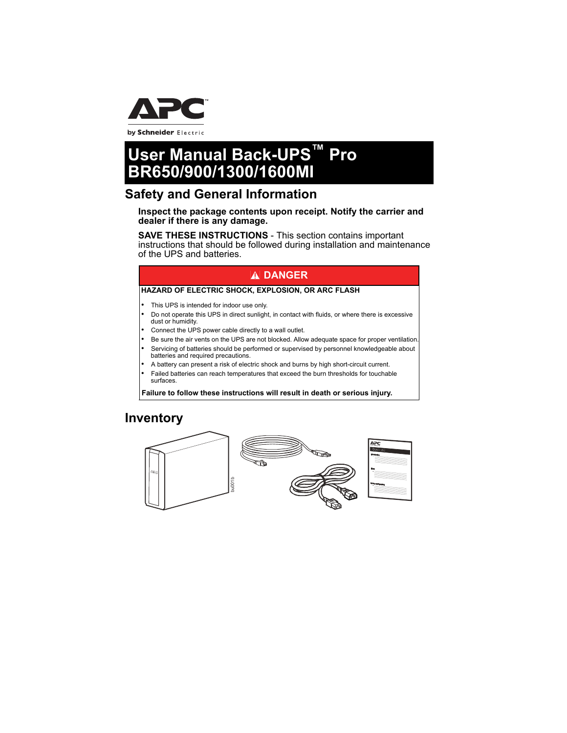# User Manual Back-UPS™ Pro BR650/900/1300/1600MI

## Safety and General Information

**Inspect the package contents upon receipt. Notify the carrier and dealer if there is any damage.**

**SAVE THESE INSTRUCTIONS** - This section contains important instructions that should be followed during installation and maintenance of the UPS and batteries.

**⚠ DANGER**

**HAZARD OF ELECTRIC SHOCK, EXPLOSION, OR ARC FLASH**

- This UPS is intended for indoor use only.
- Do not operate this UPS in direct sunlight, in contact with fluids, or where there is excessive dust or humidity.
- Connect the UPS power cable directly to a wall outlet.
- Be sure the air vents on the UPS are not blocked. Allow adequate space for proper ventilation.
- Servicing of batteries should be performed or supervised by personnel knowledgeable about batteries and required precautions.
- A battery can present a risk of electric shock and burns by high short-circuit current.
- Failed batteries can reach temperatures that exceed the burn thresholds for touchable surfaces.

**Failure to follow these instructions will result in death or serious injury.**

## Inventory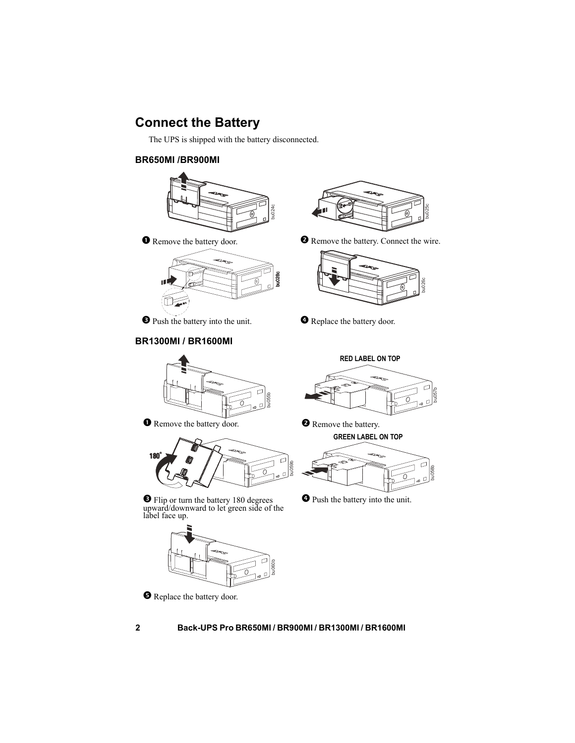# Connect the Battery

The UPS is shipped with the battery disconnected.

## BR650MI /BR900MI

❶ Remove the battery door.

❷ Remove the battery. Connect the wire.

❸ Push the battery into the unit.

❹ Replace the battery door.

## BR1300MI / BR1600MI

❶ Remove the battery door.

RED LABEL ON TOP

❷ Remove the battery.

❸ Flip or turn the battery 180 degrees upward/downward to let green side of the label face up.

GREEN LABEL ON TOP

❹ Push the battery into the unit.

❺ Replace the battery door.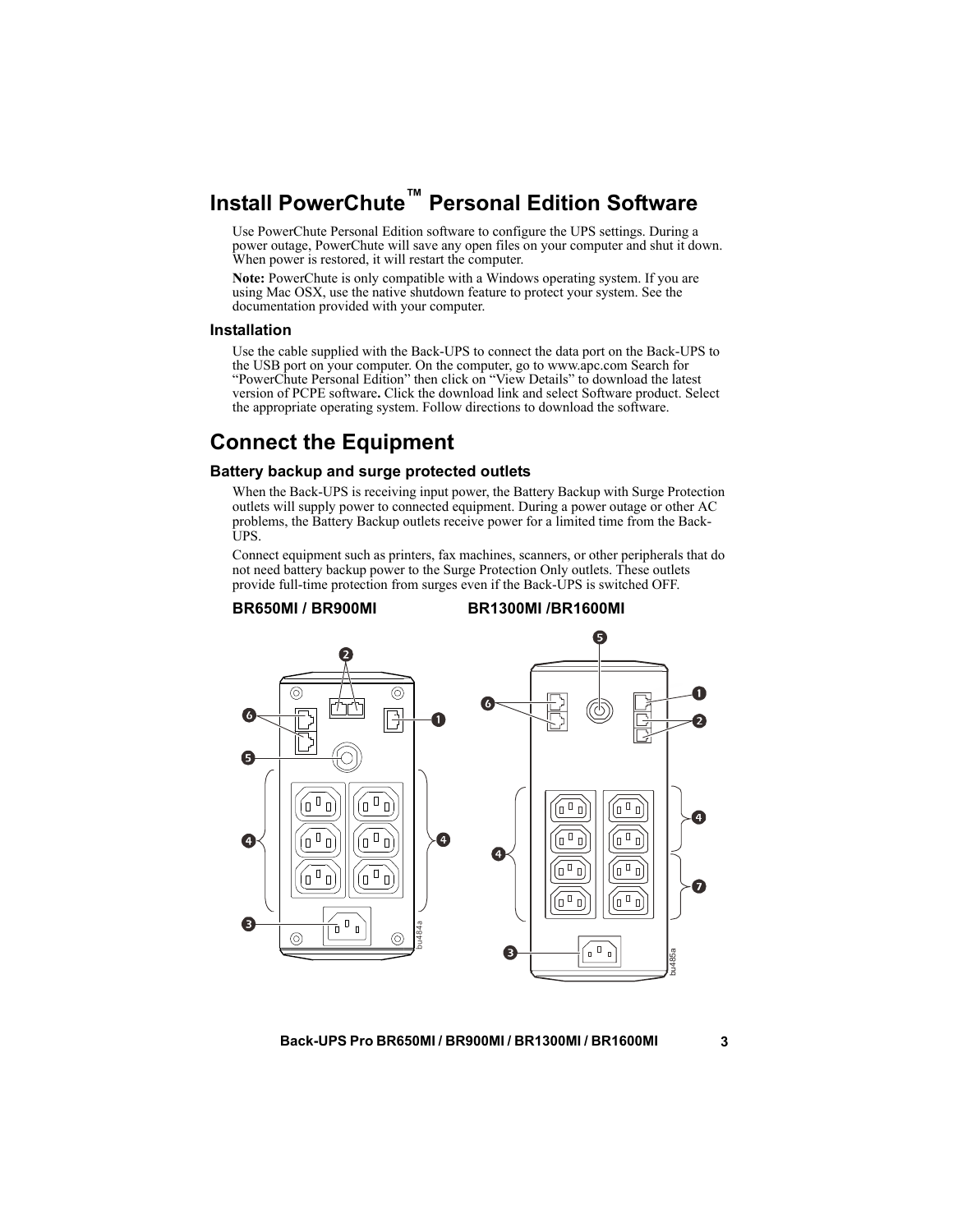## Install PowerChute™ Personal Edition Software

Use PowerChute Personal Edition software to configure the UPS settings. During a power outage, PowerChute will save any open files on your computer and shut it down. When power is restored, it will restart the computer.

**Note:** PowerChute is only compatible with a Windows operating system. If you are using Mac OSX, use the native shutdown feature to protect your system. See the documentation provided with your computer.

### Installation

Use the cable supplied with the Back-UPS to connect the data port on the Back-UPS to the USB port on your computer. On the computer, go to www.apc.com Search for "PowerChute Personal Edition" then click on "View Details" to download the latest version of PCPE software**.** Click the download link and select Software product. Select the appropriate operating system. Follow directions to download the software.

## Connect the Equipment

### Battery backup and surge protected outlets

When the Back-UPS is receiving input power, the Battery Backup with Surge Protection outlets will supply power to connected equipment. During a power outage or other AC problems, the Battery Backup outlets receive power for a limited time from the Back-UPS.

Connect equipment such as printers, fax machines, scanners, or other peripherals that do not need battery backup power to the Surge Protection Only outlets. These outlets provide full-time protection from surges even if the Back-UPS is switched OFF.

**BR650MI / BR900MI** **BR1300MI /BR1600MI**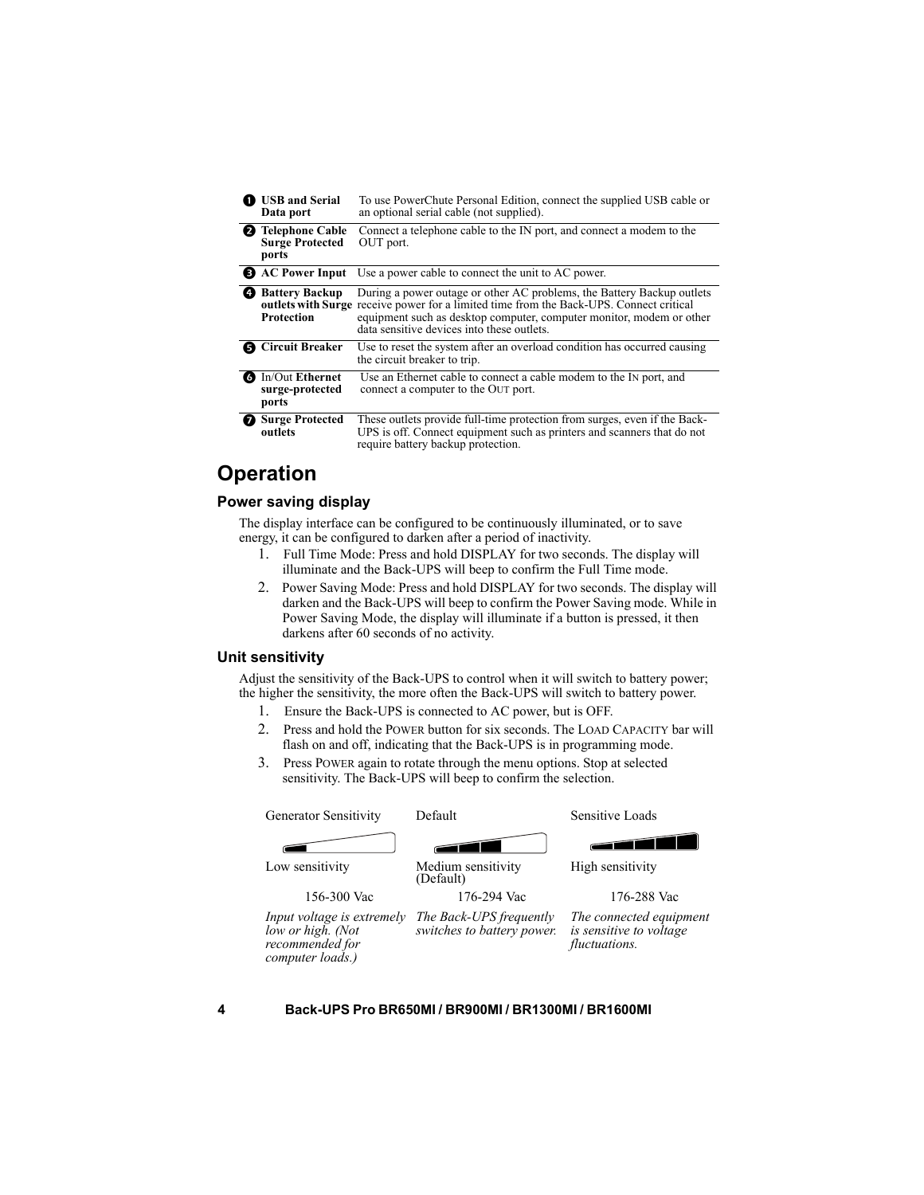| | | |
|---|---|---|
| ❶ | **USB and Serial Data port** | To use PowerChute Personal Edition, connect the supplied USB cable or an optional serial cable (not supplied). |
| ❷ | **Telephone Cable Surge Protected ports** | Connect a telephone cable to the IN port, and connect a modem to the OUT port. |
| ❸ | **AC Power Input** | Use a power cable to connect the unit to AC power. |
| ❹ | **Battery Backup outlets with Surge Protection** | During a power outage or other AC problems, the Battery Backup outlets receive power for a limited time from the Back-UPS. Connect critical equipment such as desktop computer, computer monitor, modem or other data sensitive devices into these outlets. |
| ❺ | **Circuit Breaker** | Use to reset the system after an overload condition has occurred causing the circuit breaker to trip. |
| ❻ | In/Out **Ethernet surge-protected ports** | Use an Ethernet cable to connect a cable modem to the IN port, and connect a computer to the OUT port. |
| ❼ | **Surge Protected outlets** | These outlets provide full-time protection from surges, even if the Back-UPS is off. Connect equipment such as printers and scanners that do not require battery backup protection. |

# Operation

## Power saving display

The display interface can be configured to be continuously illuminated, or to save energy, it can be configured to darken after a period of inactivity.

1. Full Time Mode: Press and hold DISPLAY for two seconds. The display will illuminate and the Back-UPS will beep to confirm the Full Time mode.
2. Power Saving Mode: Press and hold DISPLAY for two seconds. The display will darken and the Back-UPS will beep to confirm the Power Saving mode. While in Power Saving Mode, the display will illuminate if a button is pressed, it then darkens after 60 seconds of no activity.

## Unit sensitivity

Adjust the sensitivity of the Back-UPS to control when it will switch to battery power; the higher the sensitivity, the more often the Back-UPS will switch to battery power.

1. Ensure the Back-UPS is connected to AC power, but is OFF.
2. Press and hold the POWER button for six seconds. The LOAD CAPACITY bar will flash on and off, indicating that the Back-UPS is in programming mode.
3. Press POWER again to rotate through the menu options. Stop at selected sensitivity. The Back-UPS will beep to confirm the selection.

| Generator Sensitivity | Default | Sensitive Loads |
|---|---|---|
| Low sensitivity | Medium sensitivity (Default) | High sensitivity |
| 156-300 Vac | 176-294 Vac | 176-288 Vac |
| *Input voltage is extremely low or high. (Not recommended for computer loads.)* | *The Back-UPS frequently switches to battery power.* | *The connected equipment is sensitive to voltage fluctuations.* |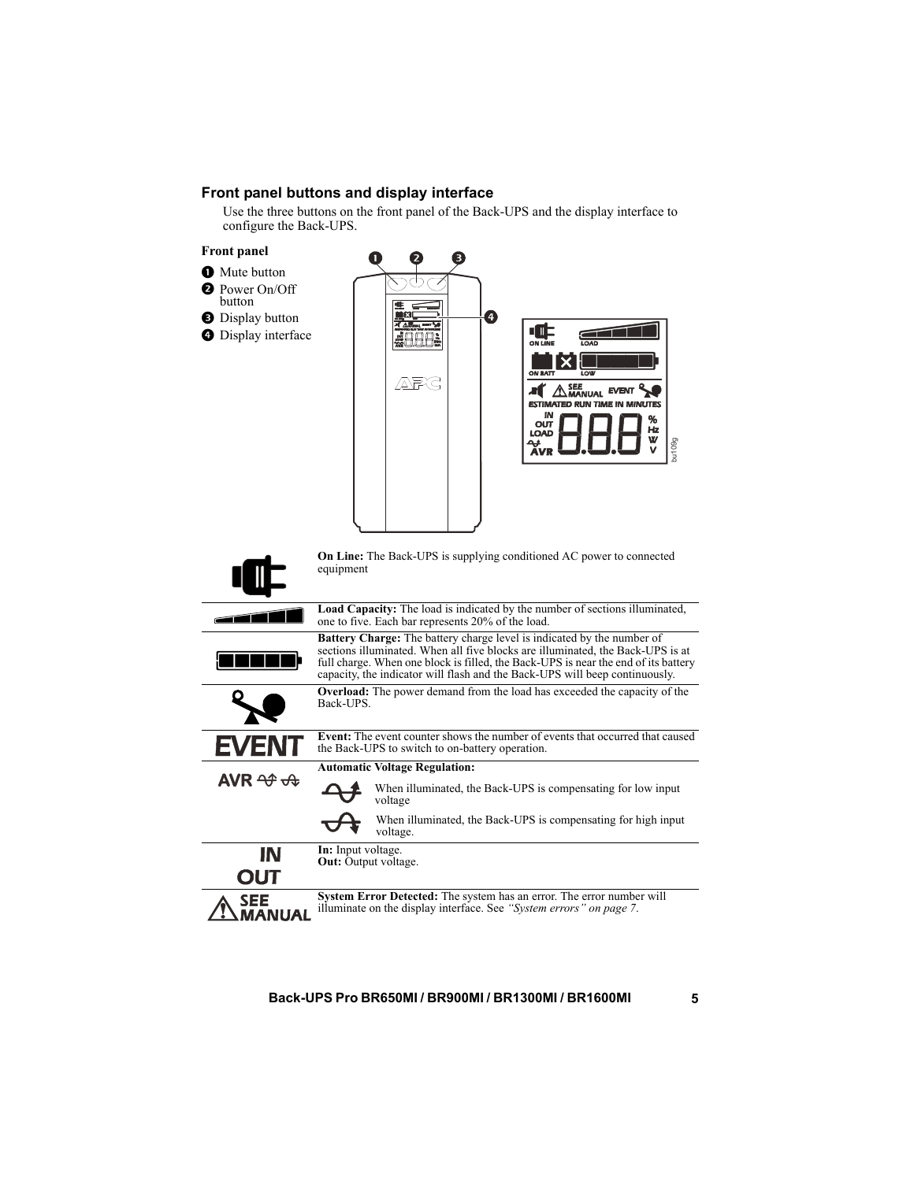## Front panel buttons and display interface

Use the three buttons on the front panel of the Back-UPS and the display interface to configure the Back-UPS.

**Front panel**

1. Mute button
2. Power On/Off button
3. Display button
4. Display interface

| Icon | Description |
|---|---|
| | **On Line:** The Back-UPS is supplying conditioned AC power to connected equipment |
| | **Load Capacity:** The load is indicated by the number of sections illuminated, one to five. Each bar represents 20% of the load. |
| | **Battery Charge:** The battery charge level is indicated by the number of sections illuminated. When all five blocks are illuminated, the Back-UPS is at full charge. When one block is filled, the Back-UPS is near the end of its battery capacity, the indicator will flash and the Back-UPS will beep continuously. |
| | **Overload:** The power demand from the load has exceeded the capacity of the Back-UPS. |
| EVENT | **Event:** The event counter shows the number of events that occurred that caused the Back-UPS to switch to on-battery operation. |
| AVR | **Automatic Voltage Regulation:** When illuminated, the Back-UPS is compensating for low input voltage. When illuminated, the Back-UPS is compensating for high input voltage. |
| IN OUT | **In:** Input voltage. **Out:** Output voltage. |
| SEE MANUAL | **System Error Detected:** The system has an error. The error number will illuminate on the display interface. See *"System errors" on page 7*. |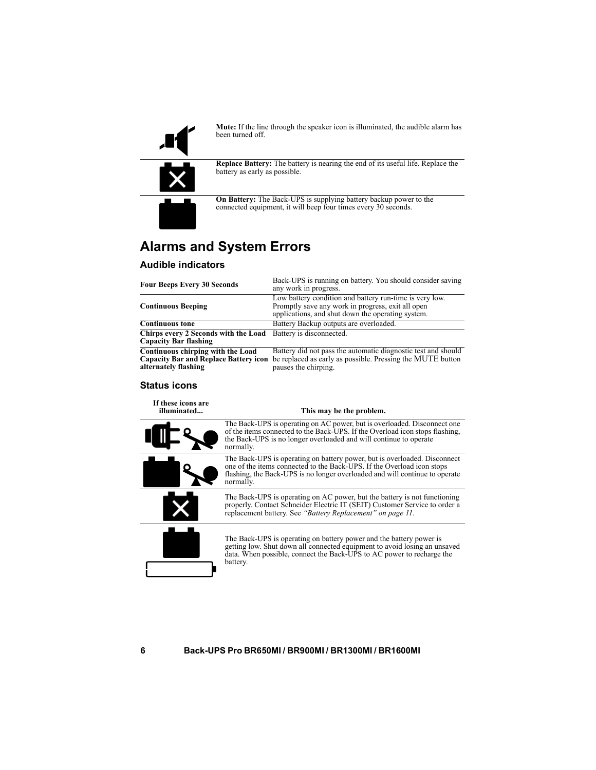**Mute:** If the line through the speaker icon is illuminated, the audible alarm has been turned off.

**Replace Battery:** The battery is nearing the end of its useful life. Replace the battery as early as possible.

**On Battery:** The Back-UPS is supplying battery backup power to the connected equipment, it will beep four times every 30 seconds.

## Alarms and System Errors

### Audible indicators

| | |
|---|---|
| **Four Beeps Every 30 Seconds** | Back-UPS is running on battery. You should consider saving any work in progress. |
| **Continuous Beeping** | Low battery condition and battery run-time is very low. Promptly save any work in progress, exit all open applications, and shut down the operating system. |
| **Continuous tone** | Battery Backup outputs are overloaded. |
| **Chirps every 2 Seconds with the Load Capacity Bar flashing** | Battery is disconnected. |
| **Continuous chirping with the Load Capacity Bar and Replace Battery icon alternately flashing** | Battery did not pass the automatic diagnostic test and should be replaced as early as possible. Pressing the MUTE button pauses the chirping. |

### Status icons

| If these icons are illuminated... | This may be the problem. |
|---|---|
| | The Back-UPS is operating on AC power, but is overloaded. Disconnect one of the items connected to the Back-UPS. If the Overload icon stops flashing, the Back-UPS is no longer overloaded and will continue to operate normally. |
| | The Back-UPS is operating on battery power, but is overloaded. Disconnect one of the items connected to the Back-UPS. If the Overload icon stops flashing, the Back-UPS is no longer overloaded and will continue to operate normally. |
| | The Back-UPS is operating on AC power, but the battery is not functioning properly. Contact Schneider Electric IT (SEIT) Customer Service to order a replacement battery. See *"Battery Replacement" on page 11*. |
| | The Back-UPS is operating on battery power and the battery power is getting low. Shut down all connected equipment to avoid losing an unsaved data. When possible, connect the Back-UPS to AC power to recharge the battery. |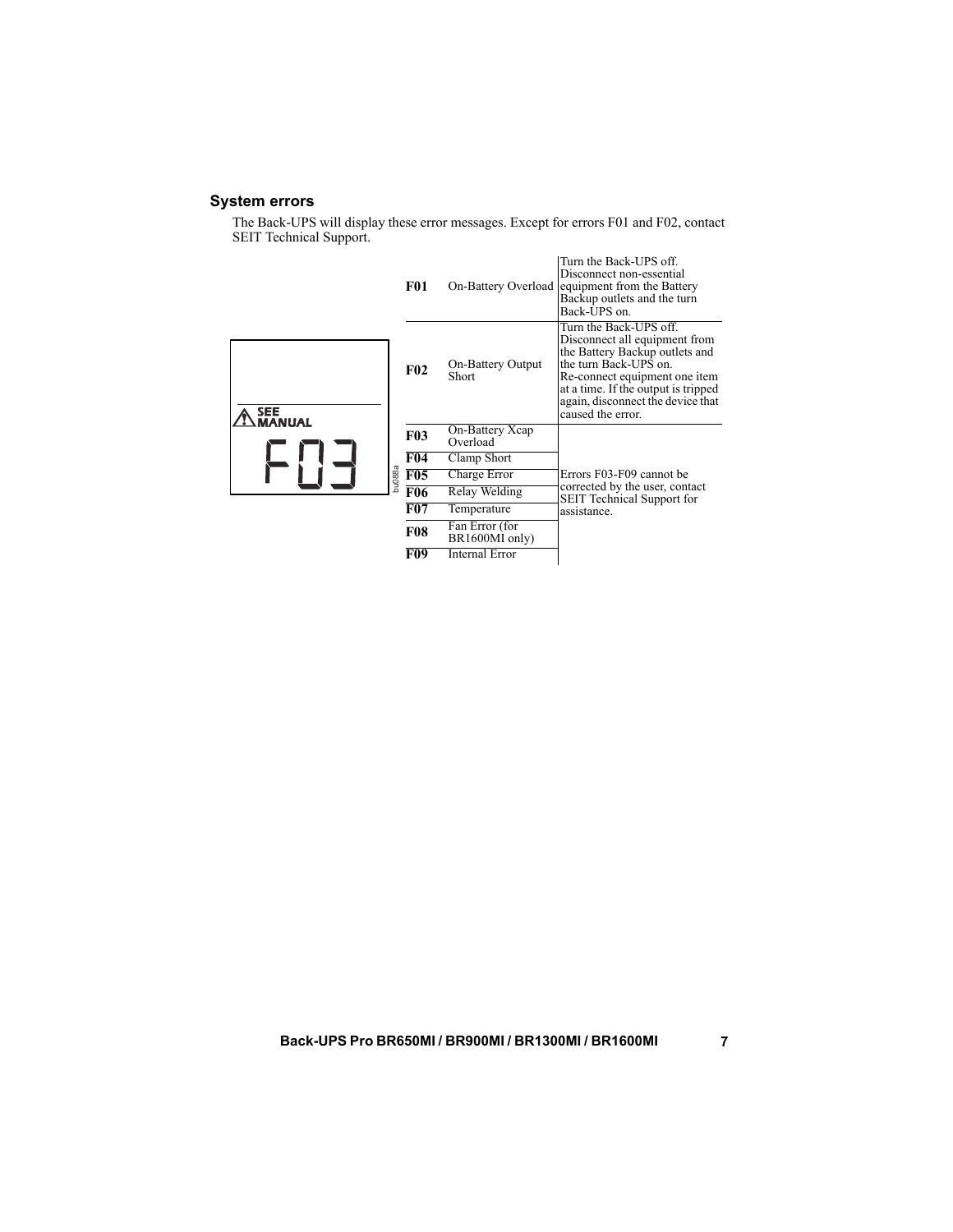### System errors

The Back-UPS will display these error messages. Except for errors F01 and F02, contact SEIT Technical Support.

| Code | Error | Action |
|---|---|---|
| **F01** | On-Battery Overload | Turn the Back-UPS off. Disconnect non-essential equipment from the Battery Backup outlets and the turn Back-UPS on. |
| **F02** | On-Battery Output Short | Turn the Back-UPS off. Disconnect all equipment from the Battery Backup outlets and the turn Back-UPS on. Re-connect equipment one item at a time. If the output is tripped again, disconnect the device that caused the error. |
| **F03** | On-Battery Xcap Overload | Errors F03-F09 cannot be corrected by the user, contact SEIT Technical Support for assistance. |
| **F04** | Clamp Short | |
| **F05** | Charge Error | |
| **F06** | Relay Welding | |
| **F07** | Temperature | |
| **F08** | Fan Error (for BR1600MI only) | |
| **F09** | Internal Error | |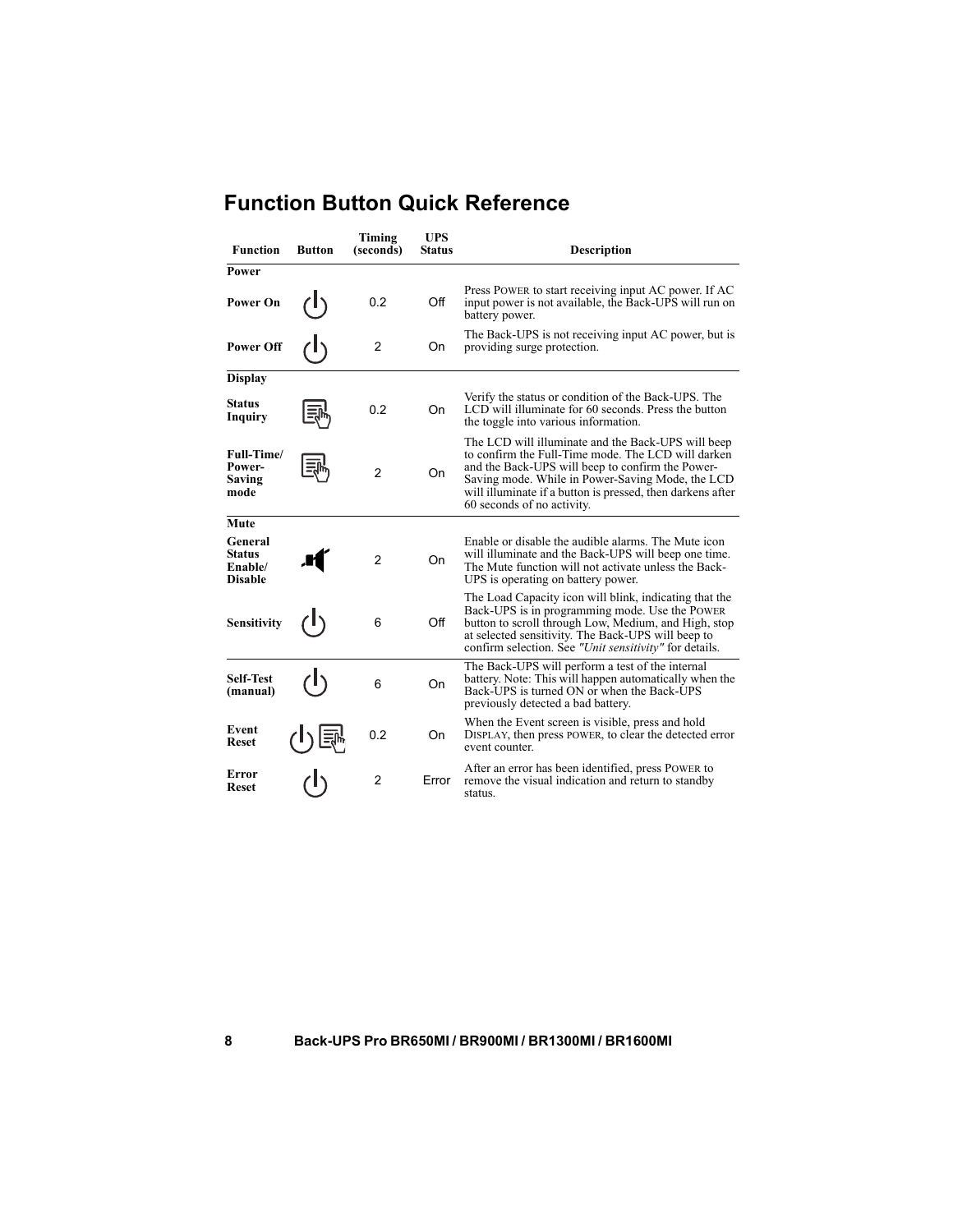## Function Button Quick Reference

| Function | Button | Timing (seconds) | UPS Status | Description |
|---|---|---|---|---|
| **Power** | | | | |
| **Power On** | | 0.2 | Off | Press POWER to start receiving input AC power. If AC input power is not available, the Back-UPS will run on battery power. |
| **Power Off** | | 2 | On | The Back-UPS is not receiving input AC power, but is providing surge protection. |
| **Display** | | | | |
| **Status Inquiry** | | 0.2 | On | Verify the status or condition of the Back-UPS. The LCD will illuminate for 60 seconds. Press the button the toggle into various information. |
| **Full-Time/ Power-Saving mode** | | 2 | On | The LCD will illuminate and the Back-UPS will beep to confirm the Full-Time mode. The LCD will darken and the Back-UPS will beep to confirm the Power-Saving mode. While in Power-Saving Mode, the LCD will illuminate if a button is pressed, then darkens after 60 seconds of no activity. |
| **Mute** | | | | |
| **General Status Enable/ Disable** | | 2 | On | Enable or disable the audible alarms. The Mute icon will illuminate and the Back-UPS will beep one time. The Mute function will not activate unless the Back-UPS is operating on battery power. |
| **Sensitivity** | | 6 | Off | The Load Capacity icon will blink, indicating that the Back-UPS is in programming mode. Use the POWER button to scroll through Low, Medium, and High, stop at selected sensitivity. The Back-UPS will beep to confirm selection. See *"Unit sensitivity"* for details. |
| **Self-Test (manual)** | | 6 | On | The Back-UPS will perform a test of the internal battery. Note: This will happen automatically when the Back-UPS is turned ON or when the Back-UPS previously detected a bad battery. |
| **Event Reset** | | 0.2 | On | When the Event screen is visible, press and hold DISPLAY, then press POWER, to clear the detected error event counter. |
| **Error Reset** | | 2 | Error | After an error has been identified, press POWER to remove the visual indication and return to standby status. |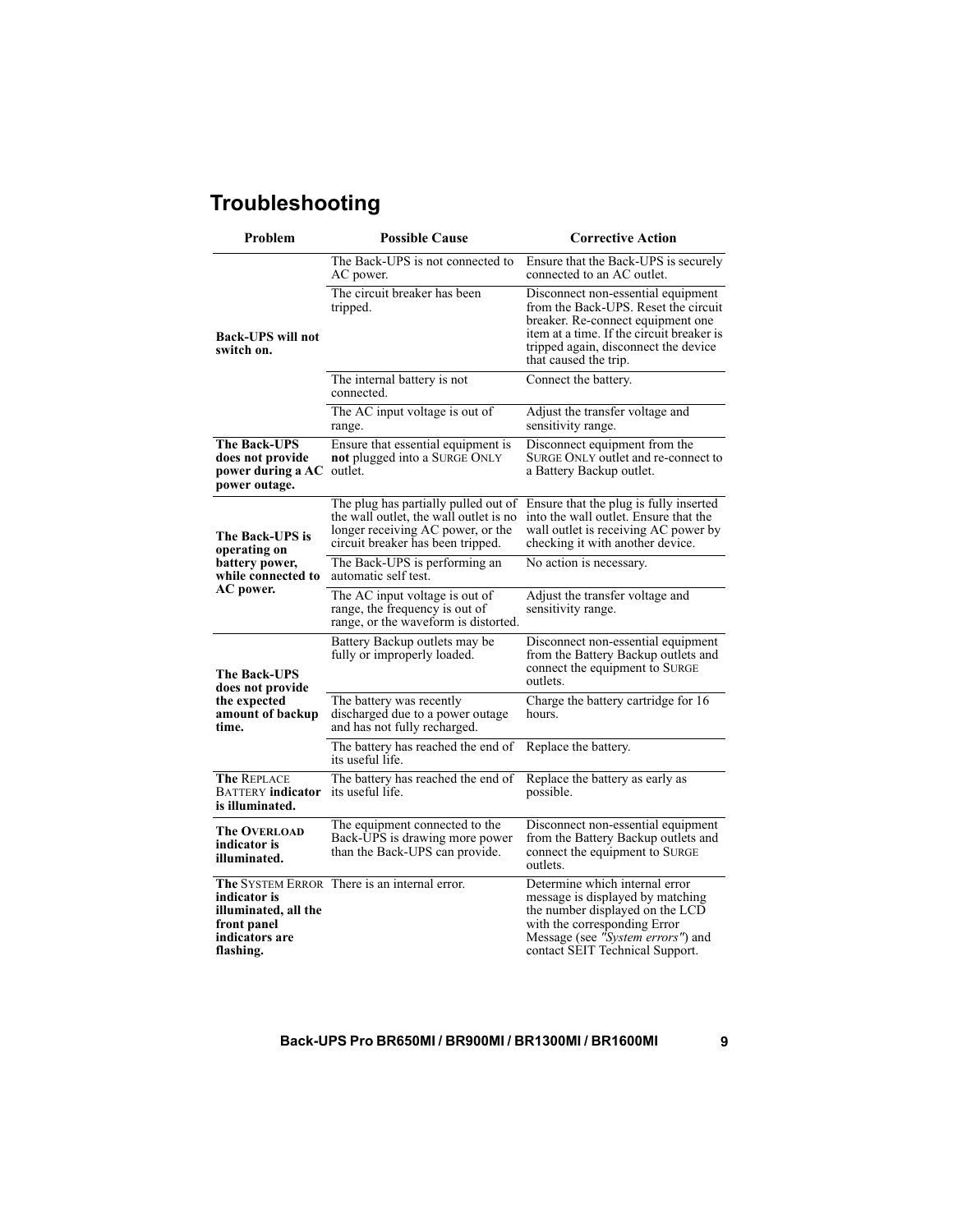## Troubleshooting

| Problem | Possible Cause | Corrective Action |
|---|---|---|
| **Back-UPS will not switch on.** | The Back-UPS is not connected to AC power. | Ensure that the Back-UPS is securely connected to an AC outlet. |
| | The circuit breaker has been tripped. | Disconnect non-essential equipment from the Back-UPS. Reset the circuit breaker. Re-connect equipment one item at a time. If the circuit breaker is tripped again, disconnect the device that caused the trip. |
| | The internal battery is not connected. | Connect the battery. |
| | The AC input voltage is out of range. | Adjust the transfer voltage and sensitivity range. |
| **The Back-UPS does not provide power during a AC power outage.** | Ensure that essential equipment is **not** plugged into a SURGE ONLY outlet. | Disconnect equipment from the SURGE ONLY outlet and re-connect to a Battery Backup outlet. |
| **The Back-UPS is operating on battery power, while connected to AC power.** | The plug has partially pulled out of the wall outlet, the wall outlet is no longer receiving AC power, or the circuit breaker has been tripped. | Ensure that the plug is fully inserted into the wall outlet. Ensure that the wall outlet is receiving AC power by checking it with another device. |
| | The Back-UPS is performing an automatic self test. | No action is necessary. |
| | The AC input voltage is out of range, the frequency is out of range, or the waveform is distorted. | Adjust the transfer voltage and sensitivity range. |
| **The Back-UPS does not provide the expected amount of backup time.** | Battery Backup outlets may be fully or improperly loaded. | Disconnect non-essential equipment from the Battery Backup outlets and connect the equipment to SURGE outlets. |
| | The battery was recently discharged due to a power outage and has not fully recharged. | Charge the battery cartridge for 16 hours. |
| | The battery has reached the end of its useful life. | Replace the battery. |
| **The** REPLACE BATTERY **indicator is illuminated.** | The battery has reached the end of its useful life. | Replace the battery as early as possible. |
| **The OVERLOAD indicator is illuminated.** | The equipment connected to the Back-UPS is drawing more power than the Back-UPS can provide. | Disconnect non-essential equipment from the Battery Backup outlets and connect the equipment to SURGE outlets. |
| **The** SYSTEM ERROR **indicator is illuminated, all the front panel indicators are flashing.** | There is an internal error. | Determine which internal error message is displayed by matching the number displayed on the LCD with the corresponding Error Message (see *"System errors"*) and contact SEIT Technical Support. |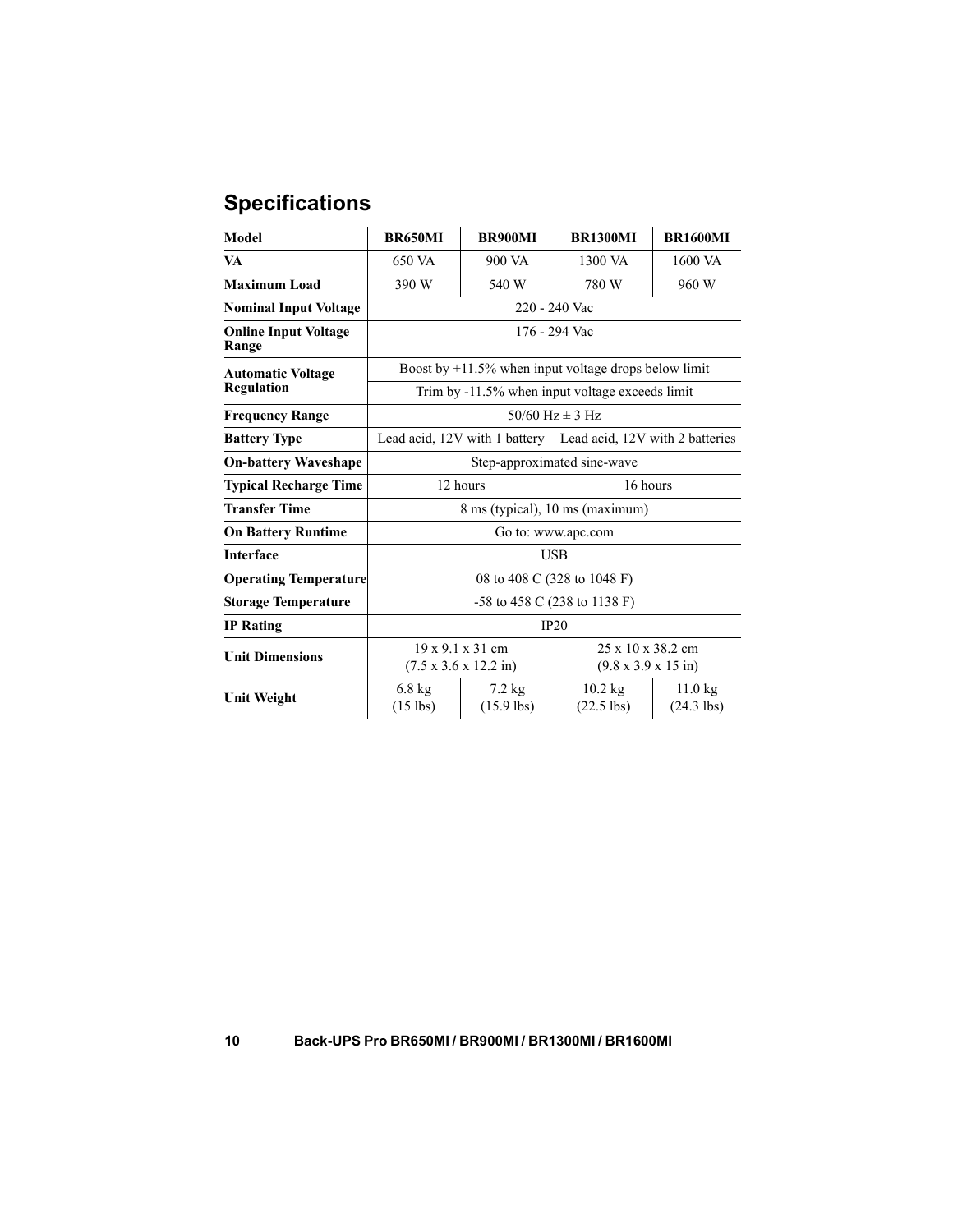## Specifications

| Model | BR650MI | BR900MI | BR1300MI | BR1600MI |
|---|---|---|---|---|
| **VA** | 650 VA | 900 VA | 1300 VA | 1600 VA |
| **Maximum Load** | 390 W | 540 W | 780 W | 960 W |
| **Nominal Input Voltage** | 220 - 240 Vac | | | |
| **Online Input Voltage Range** | 176 - 294 Vac | | | |
| **Automatic Voltage Regulation** | Boost by +11.5% when input voltage drops below limit | | | |
| | Trim by -11.5% when input voltage exceeds limit | | | |
| **Frequency Range** | 50/60 Hz ± 3 Hz | | | |
| **Battery Type** | Lead acid, 12V with 1 battery | | Lead acid, 12V with 2 batteries | |
| **On-battery Waveshape** | Step-approximated sine-wave | | | |
| **Typical Recharge Time** | 12 hours | | 16 hours | |
| **Transfer Time** | 8 ms (typical), 10 ms (maximum) | | | |
| **On Battery Runtime** | Go to: www.apc.com | | | |
| **Interface** | USB | | | |
| **Operating Temperature** | 08 to 408 C (328 to 1048 F) | | | |
| **Storage Temperature** | -58 to 458 C (238 to 1138 F) | | | |
| **IP Rating** | IP20 | | | |
| **Unit Dimensions** | 19 x 9.1 x 31 cm (7.5 x 3.6 x 12.2 in) | | 25 x 10 x 38.2 cm (9.8 x 3.9 x 15 in) | |
| **Unit Weight** | 6.8 kg (15 lbs) | 7.2 kg (15.9 lbs) | 10.2 kg (22.5 lbs) | 11.0 kg (24.3 lbs) |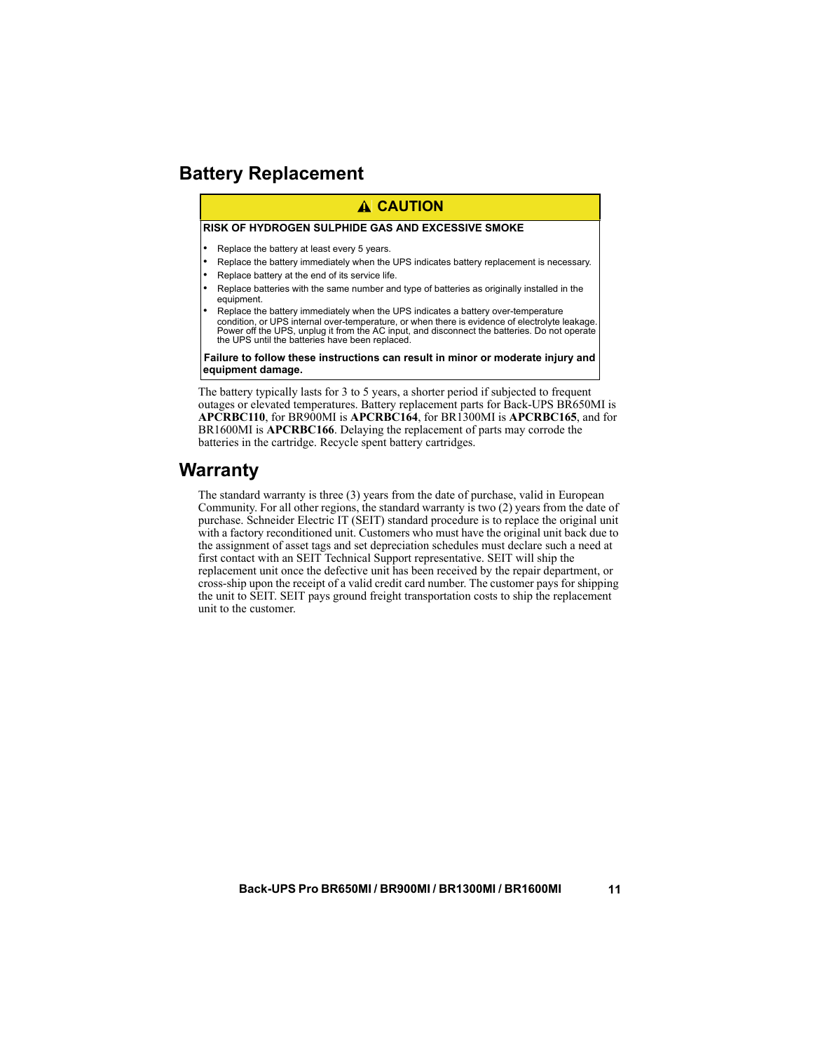## Battery Replacement

**⚠ CAUTION**

**RISK OF HYDROGEN SULPHIDE GAS AND EXCESSIVE SMOKE**

- Replace the battery at least every 5 years.
- Replace the battery immediately when the UPS indicates battery replacement is necessary.
- Replace battery at the end of its service life.
- Replace batteries with the same number and type of batteries as originally installed in the equipment.
- Replace the battery immediately when the UPS indicates a battery over-temperature condition, or UPS internal over-temperature, or when there is evidence of electrolyte leakage. Power off the UPS, unplug it from the AC input, and disconnect the batteries. Do not operate the UPS until the batteries have been replaced.

**Failure to follow these instructions can result in minor or moderate injury and equipment damage.**

The battery typically lasts for 3 to 5 years, a shorter period if subjected to frequent outages or elevated temperatures. Battery replacement parts for Back-UPS BR650MI is **APCRBC110**, for BR900MI is **APCRBC164**, for BR1300MI is **APCRBC165**, and for BR1600MI is **APCRBC166**. Delaying the replacement of parts may corrode the batteries in the cartridge. Recycle spent battery cartridges.

## Warranty

The standard warranty is three (3) years from the date of purchase, valid in European Community. For all other regions, the standard warranty is two (2) years from the date of purchase. Schneider Electric IT (SEIT) standard procedure is to replace the original unit with a factory reconditioned unit. Customers who must have the original unit back due to the assignment of asset tags and set depreciation schedules must declare such a need at first contact with an SEIT Technical Support representative. SEIT will ship the replacement unit once the defective unit has been received by the repair department, or cross-ship upon the receipt of a valid credit card number. The customer pays for shipping the unit to SEIT. SEIT pays ground freight transportation costs to ship the replacement unit to the customer.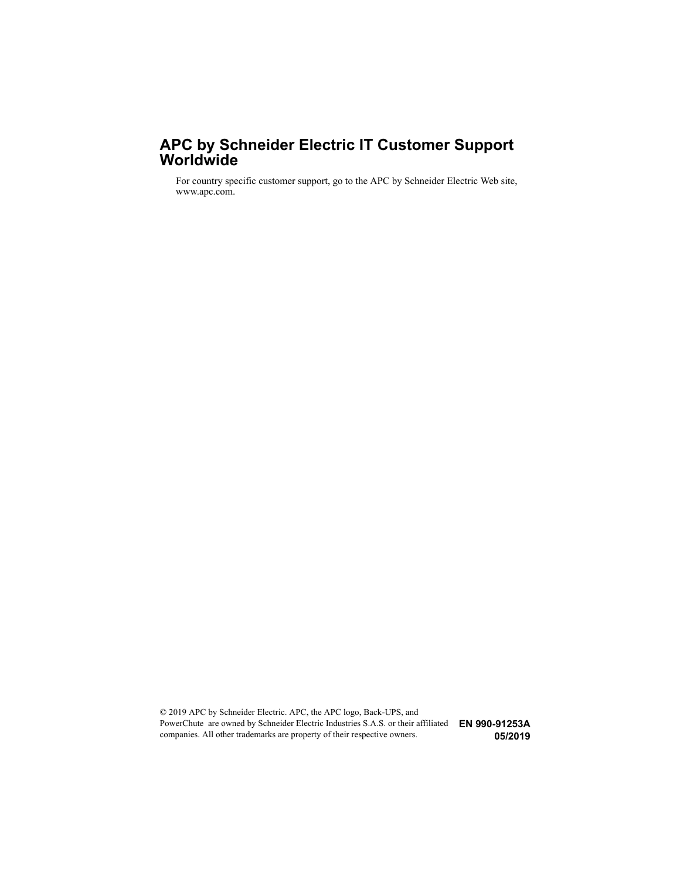## APC by Schneider Electric IT Customer Support Worldwide

For country specific customer support, go to the APC by Schneider Electric Web site, www.apc.com.

© 2019 APC by Schneider Electric. APC, the APC logo, Back-UPS, and PowerChute are owned by Schneider Electric Industries S.A.S. or their affiliated companies. All other trademarks are property of their respective owners.

**EN 990-91253A**
**05/2019**